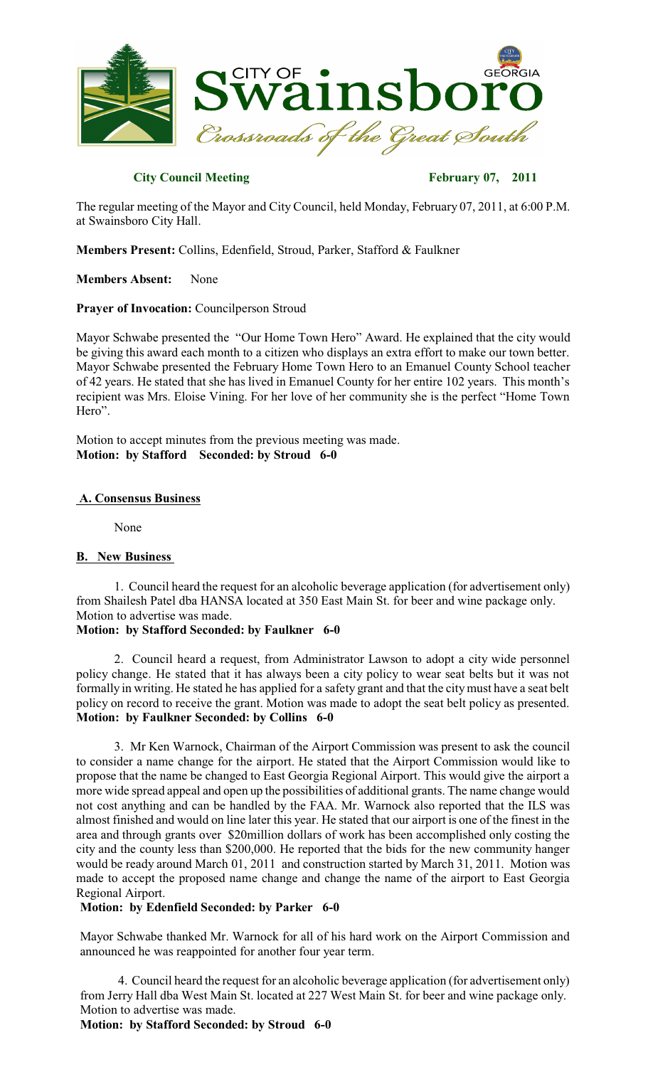**City Council Meeting** **February 07, 2011**

The regular meeting of the Mayor and City Council, held Monday, February 07, 2011, at 6:00 P.M. at Swainsboro City Hall.

**Members Present:** Collins, Edenfield, Stroud, Parker, Stafford & Faulkner

**Members Absent:** None

**Prayer of Invocation:** Councilperson Stroud

Mayor Schwabe presented the "Our Home Town Hero" Award. He explained that the city would be giving this award each month to a citizen who displays an extra effort to make our town better. Mayor Schwabe presented the February Home Town Hero to an Emanuel County School teacher of 42 years. He stated that she has lived in Emanuel County for her entire 102 years. This month's recipient was Mrs. Eloise Vining. For her love of her community she is the perfect "Home Town Hero".

Motion to accept minutes from the previous meeting was made.
**Motion: by Stafford Seconded: by Stroud 6-0**

## A. Consensus Business

None

## B. New Business

1. Council heard the request for an alcoholic beverage application (for advertisement only) from Shailesh Patel dba HANSA located at 350 East Main St. for beer and wine package only. Motion to advertise was made.
**Motion: by Stafford Seconded: by Faulkner 6-0**

2. Council heard a request, from Administrator Lawson to adopt a city wide personnel policy change. He stated that it has always been a city policy to wear seat belts but it was not formally in writing. He stated he has applied for a safety grant and that the city must have a seat belt policy on record to receive the grant. Motion was made to adopt the seat belt policy as presented.
**Motion: by Faulkner Seconded: by Collins 6-0**

3. Mr Ken Warnock, Chairman of the Airport Commission was present to ask the council to consider a name change for the airport. He stated that the Airport Commission would like to propose that the name be changed to East Georgia Regional Airport. This would give the airport a more wide spread appeal and open up the possibilities of additional grants. The name change would not cost anything and can be handled by the FAA. Mr. Warnock also reported that the ILS was almost finished and would on line later this year. He stated that our airport is one of the finest in the area and through grants over $20million dollars of work has been accomplished only costing the city and the county less than $200,000. He reported that the bids for the new community hanger would be ready around March 01, 2011 and construction started by March 31, 2011. Motion was made to accept the proposed name change and change the name of the airport to East Georgia Regional Airport.
**Motion: by Edenfield Seconded: by Parker 6-0**

Mayor Schwabe thanked Mr. Warnock for all of his hard work on the Airport Commission and announced he was reappointed for another four year term.

4. Council heard the request for an alcoholic beverage application (for advertisement only) from Jerry Hall dba West Main St. located at 227 West Main St. for beer and wine package only. Motion to advertise was made.
**Motion: by Stafford Seconded: by Stroud 6-0**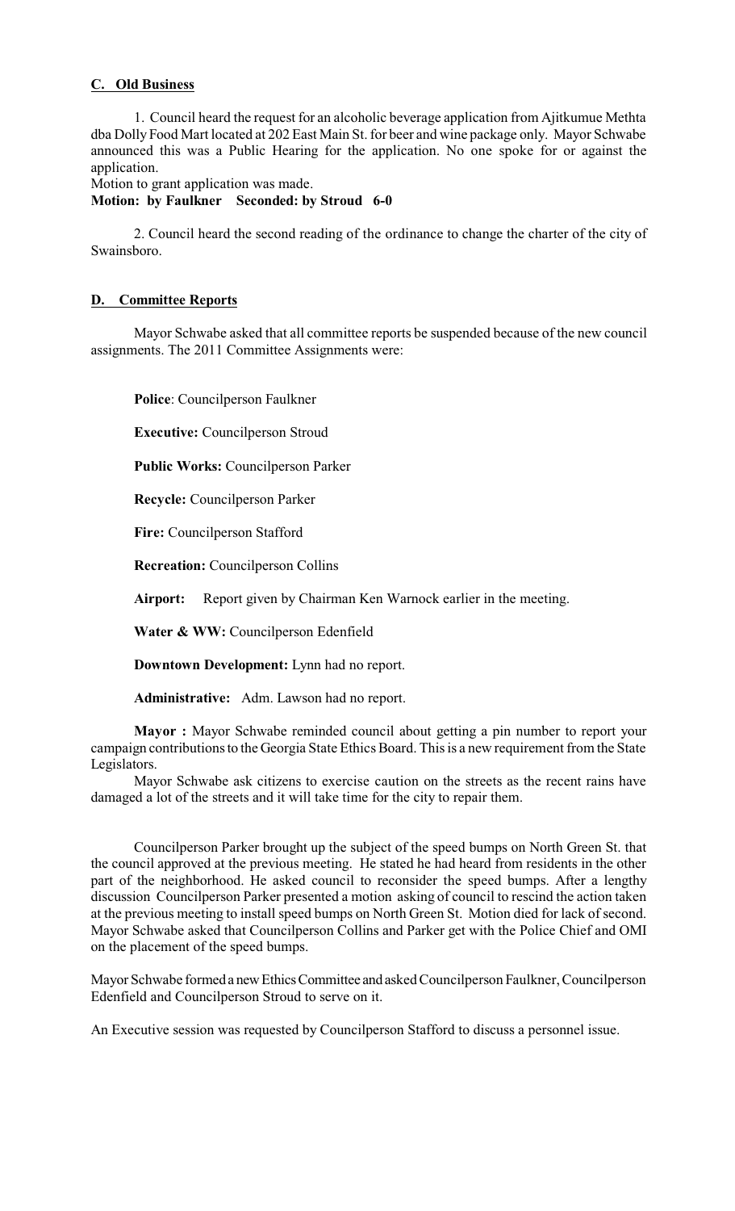## C. Old Business

1. Council heard the request for an alcoholic beverage application from Ajitkumue Methta dba Dolly Food Mart located at 202 East Main St. for beer and wine package only. Mayor Schwabe announced this was a Public Hearing for the application. No one spoke for or against the application.

Motion to grant application was made.

**Motion: by Faulkner Seconded: by Stroud 6-0**

2. Council heard the second reading of the ordinance to change the charter of the city of Swainsboro.

## D. Committee Reports

Mayor Schwabe asked that all committee reports be suspended because of the new council assignments. The 2011 Committee Assignments were:

**Police**: Councilperson Faulkner

**Executive:** Councilperson Stroud

**Public Works:** Councilperson Parker

**Recycle:** Councilperson Parker

**Fire:** Councilperson Stafford

**Recreation:** Councilperson Collins

**Airport:** Report given by Chairman Ken Warnock earlier in the meeting.

**Water & WW:** Councilperson Edenfield

**Downtown Development:** Lynn had no report.

**Administrative:** Adm. Lawson had no report.

**Mayor :** Mayor Schwabe reminded council about getting a pin number to report your campaign contributions to the Georgia State Ethics Board. This is a new requirement from the State Legislators.

Mayor Schwabe ask citizens to exercise caution on the streets as the recent rains have damaged a lot of the streets and it will take time for the city to repair them.

Councilperson Parker brought up the subject of the speed bumps on North Green St. that the council approved at the previous meeting. He stated he had heard from residents in the other part of the neighborhood. He asked council to reconsider the speed bumps. After a lengthy discussion Councilperson Parker presented a motion asking of council to rescind the action taken at the previous meeting to install speed bumps on North Green St. Motion died for lack of second. Mayor Schwabe asked that Councilperson Collins and Parker get with the Police Chief and OMI on the placement of the speed bumps.

Mayor Schwabe formed a new Ethics Committee and asked Councilperson Faulkner, Councilperson Edenfield and Councilperson Stroud to serve on it.

An Executive session was requested by Councilperson Stafford to discuss a personnel issue.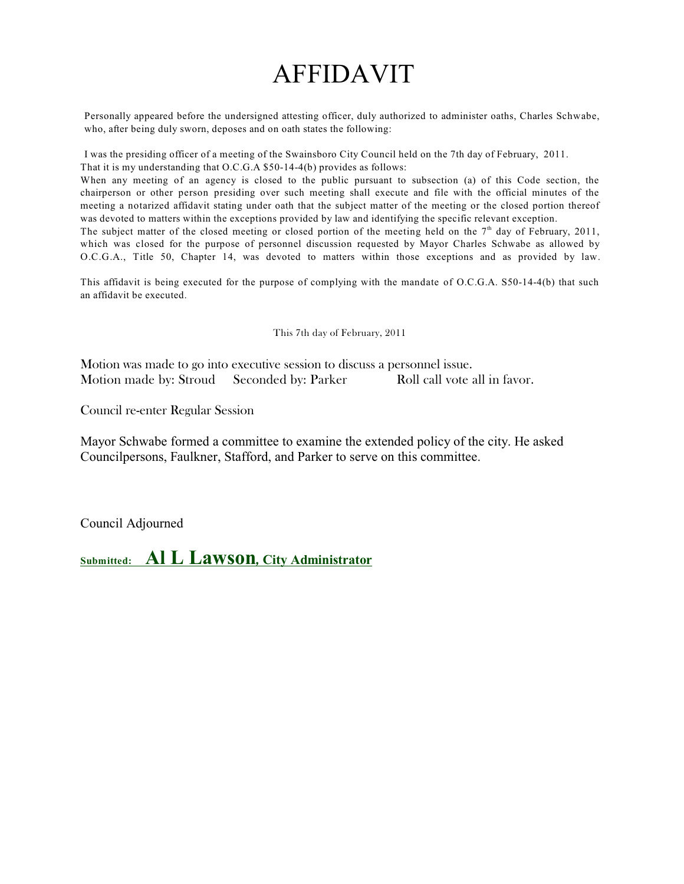// AFFIDAVIT

Personally appeared before the undersigned attesting officer, duly authorized to administer oaths, Charles Schwabe, who, after being duly sworn, deposes and on oath states the following:

I was the presiding officer of a meeting of the Swainsboro City Council held on the 7th day of February, 2011.
That it is my understanding that O.C.G.A $50-14-4(b) provides as follows:
When any meeting of an agency is closed to the public pursuant to subsection (a) of this Code section, the chairperson or other person presiding over such meeting shall execute and file with the official minutes of the meeting a notarized affidavit stating under oath that the subject matter of the meeting or the closed portion thereof was devoted to matters within the exceptions provided by law and identifying the specific relevant exception.
The subject matter of the closed meeting or closed portion of the meeting held on the 7th day of February, 2011, which was closed for the purpose of personnel discussion requested by Mayor Charles Schwabe as allowed by O.C.G.A., Title 50, Chapter 14, was devoted to matters within those exceptions and as provided by law.

This affidavit is being executed for the purpose of complying with the mandate of O.C.G.A. S50-14-4(b) that such an affidavit be executed.

This 7th day of February, 2011

Motion was made to go into executive session to discuss a personnel issue.
Motion made by: Stroud Seconded by: Parker Roll call vote all in favor.

Council re-enter Regular Session

Mayor Schwabe formed a committee to examine the extended policy of the city. He asked Councilpersons, Faulkner, Stafford, and Parker to serve on this committee.

Council Adjourned

**Submitted: Al L Lawson, City Administrator**

# AFFIDAVIT

Personally appeared before the undersigned attesting officer, duly authorized to administer oaths, Charles Schwabe, who, after being duly sworn, deposes and on oath states the following:

I was the presiding officer of a meeting of the Swainsboro City Council held on the 7th day of February, 2011.
That it is my understanding that O.C.G.A $50-14-4(b) provides as follows:
When any meeting of an agency is closed to the public pursuant to subsection (a) of this Code section, the chairperson or other person presiding over such meeting shall execute and file with the official minutes of the meeting a notarized affidavit stating under oath that the subject matter of the meeting or the closed portion thereof was devoted to matters within the exceptions provided by law and identifying the specific relevant exception.
The subject matter of the closed meeting or closed portion of the meeting held on the 7th day of February, 2011, which was closed for the purpose of personnel discussion requested by Mayor Charles Schwabe as allowed by O.C.G.A., Title 50, Chapter 14, was devoted to matters within those exceptions and as provided by law.

This affidavit is being executed for the purpose of complying with the mandate of O.C.G.A. S50-14-4(b) that such an affidavit be executed.

This 7th day of February, 2011

Motion was made to go into executive session to discuss a personnel issue.
Motion made by: Stroud Seconded by: Parker Roll call vote all in favor.

Council re-enter Regular Session

Mayor Schwabe formed a committee to examine the extended policy of the city. He asked Councilpersons, Faulkner, Stafford, and Parker to serve on this committee.

Council Adjourned

**Submitted: Al L Lawson, City Administrator**